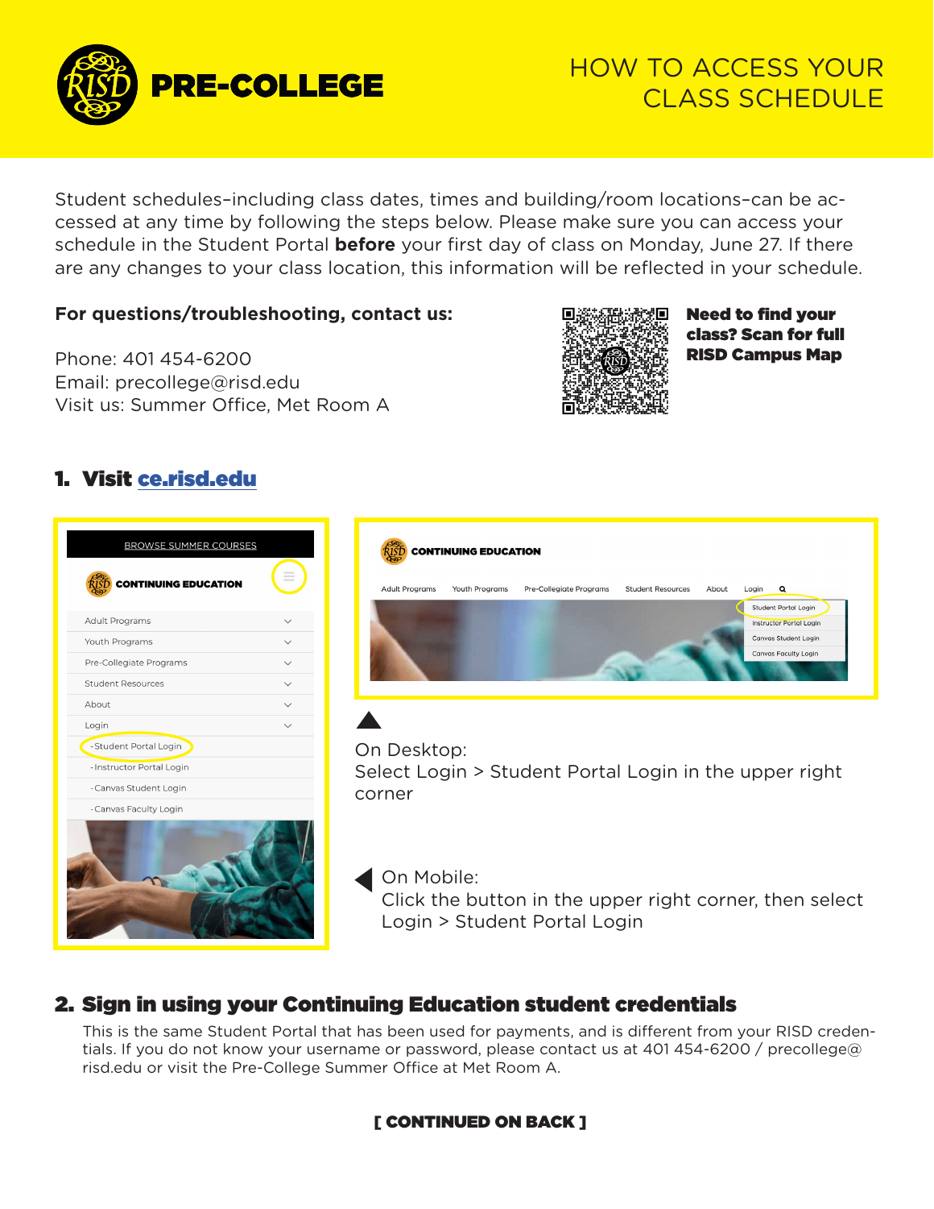# PRE-COLLEGE

# HOW TO ACCESS YOUR CLASS SCHEDULE

Student schedules–including class dates, times and building/room locations–can be accessed at any time by following the steps below. Please make sure you can access your schedule in the Student Portal **before** your first day of class on Monday, June 27. If there are any changes to your class location, this information will be reflected in your schedule.

**For questions/troubleshooting, contact us:**

Phone: 401 454-6200
Email: precollege@risd.edu
Visit us: Summer Office, Met Room A

**Need to find your class? Scan for full RISD Campus Map**

## 1. Visit ce.risd.edu

BROWSE SUMMER COURSES

CONTINUING EDUCATION

- Adult Programs
- Youth Programs
- Pre-Collegiate Programs
- Student Resources
- About
- Login
  - Student Portal Login
  - Instructor Portal Login
  - Canvas Student Login
  - Canvas Faculty Login

CONTINUING EDUCATION

Adult Programs | Youth Programs | Pre-Collegiate Programs | Student Resources | About | Login

- Student Portal Login
- Instructor Portal Login
- Canvas Student Login
- Canvas Faculty Login

On Desktop:
Select Login > Student Portal Login in the upper right corner

On Mobile:
Click the button in the upper right corner, then select Login > Student Portal Login

## 2. Sign in using your Continuing Education student credentials

This is the same Student Portal that has been used for payments, and is different from your RISD credentials. If you do not know your username or password, please contact us at 401 454-6200 / precollege@risd.edu or visit the Pre-College Summer Office at Met Room A.

**[ CONTINUED ON BACK ]**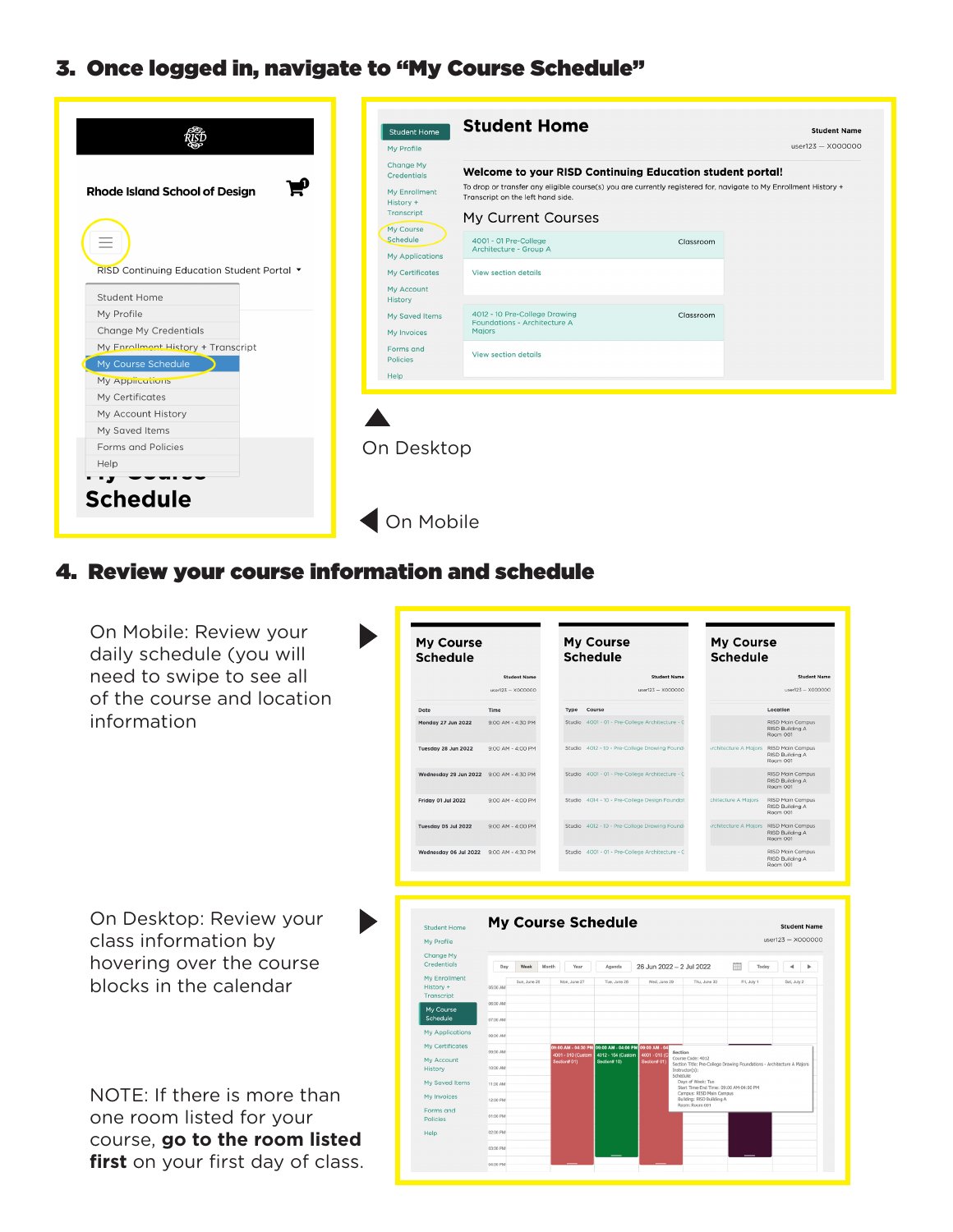## 3. Once logged in, navigate to "My Course Schedule"

On Desktop

On Mobile

## 4. Review your course information and schedule

On Mobile: Review your daily schedule (you will need to swipe to see all of the course and location information

On Desktop: Review your class information by hovering over the course blocks in the calendar

NOTE: If there is more than one room listed for your course, **go to the room listed first** on your first day of class.